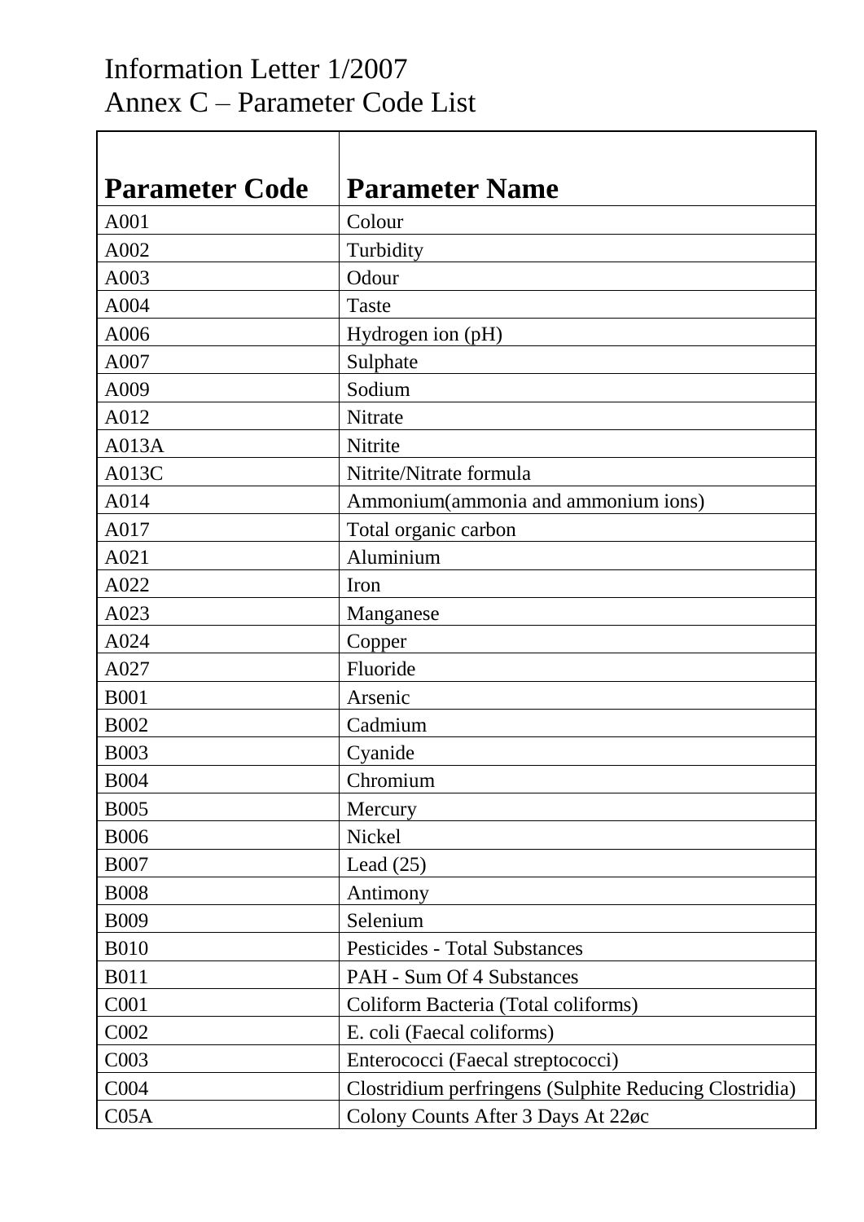# Information Letter 1/2007
## Annex C – Parameter Code List

| Parameter Code | Parameter Name |
|---|---|
| A001 | Colour |
| A002 | Turbidity |
| A003 | Odour |
| A004 | Taste |
| A006 | Hydrogen ion (pH) |
| A007 | Sulphate |
| A009 | Sodium |
| A012 | Nitrate |
| A013A | Nitrite |
| A013C | Nitrite/Nitrate formula |
| A014 | Ammonium(ammonia and ammonium ions) |
| A017 | Total organic carbon |
| A021 | Aluminium |
| A022 | Iron |
| A023 | Manganese |
| A024 | Copper |
| A027 | Fluoride |
| B001 | Arsenic |
| B002 | Cadmium |
| B003 | Cyanide |
| B004 | Chromium |
| B005 | Mercury |
| B006 | Nickel |
| B007 | Lead (25) |
| B008 | Antimony |
| B009 | Selenium |
| B010 | Pesticides - Total Substances |
| B011 | PAH - Sum Of 4 Substances |
| C001 | Coliform Bacteria (Total coliforms) |
| C002 | E. coli (Faecal coliforms) |
| C003 | Enterococci (Faecal streptococci) |
| C004 | Clostridium perfringens (Sulphite Reducing Clostridia) |
| C05A | Colony Counts After 3 Days At 22øc |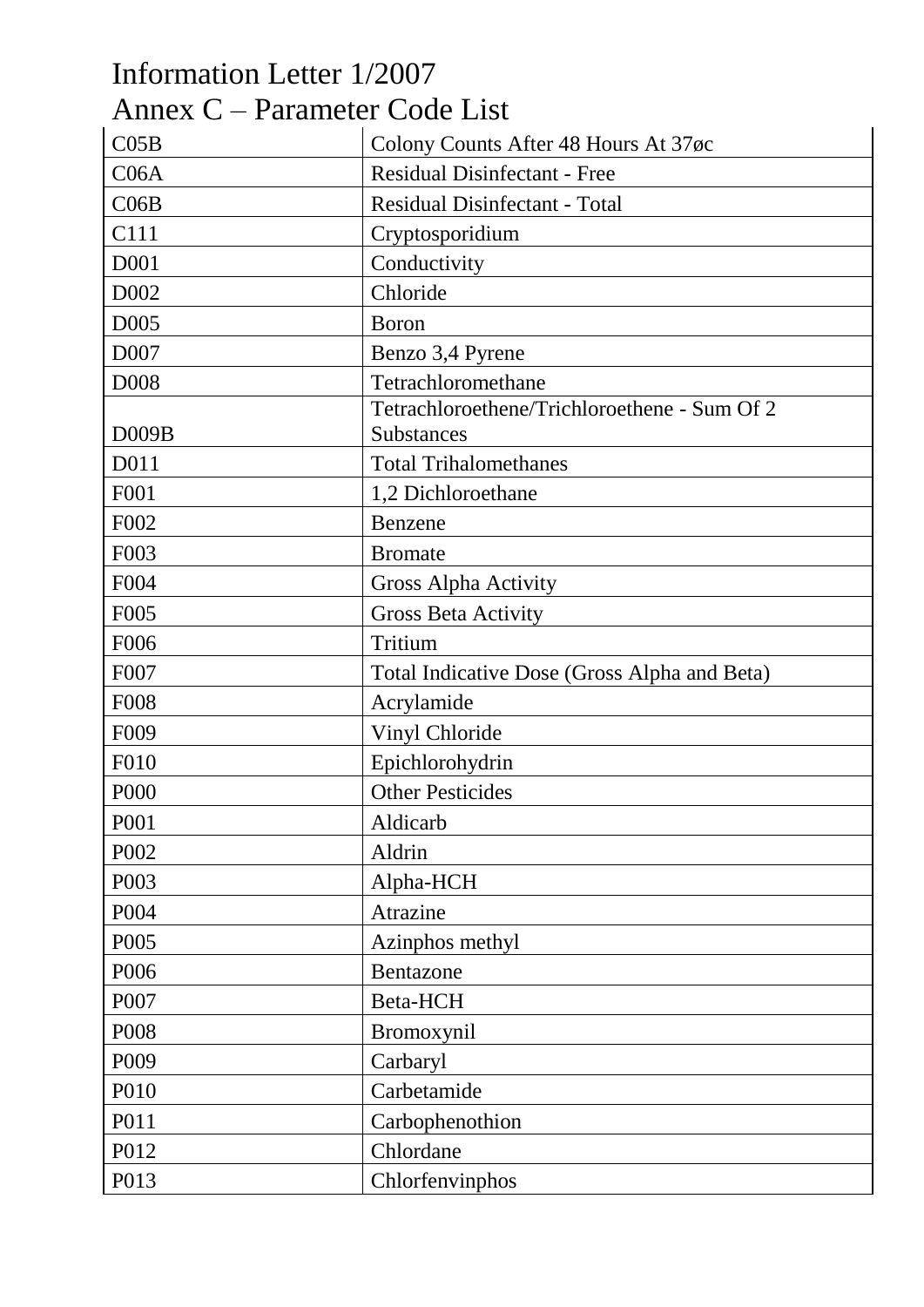| C05B | Colony Counts After 48 Hours At 37øc |
|---|---|
| C06A | Residual Disinfectant - Free |
| C06B | Residual Disinfectant - Total |
| C111 | Cryptosporidium |
| D001 | Conductivity |
| D002 | Chloride |
| D005 | Boron |
| D007 | Benzo 3,4 Pyrene |
| D008 | Tetrachloromethane |
| D009B | Tetrachloroethene/Trichloroethene - Sum Of 2 Substances |
| D011 | Total Trihalomethanes |
| F001 | 1,2 Dichloroethane |
| F002 | Benzene |
| F003 | Bromate |
| F004 | Gross Alpha Activity |
| F005 | Gross Beta Activity |
| F006 | Tritium |
| F007 | Total Indicative Dose (Gross Alpha and Beta) |
| F008 | Acrylamide |
| F009 | Vinyl Chloride |
| F010 | Epichlorohydrin |
| P000 | Other Pesticides |
| P001 | Aldicarb |
| P002 | Aldrin |
| P003 | Alpha-HCH |
| P004 | Atrazine |
| P005 | Azinphos methyl |
| P006 | Bentazone |
| P007 | Beta-HCH |
| P008 | Bromoxynil |
| P009 | Carbaryl |
| P010 | Carbetamide |
| P011 | Carbophenothion |
| P012 | Chlordane |
| P013 | Chlorfenvinphos |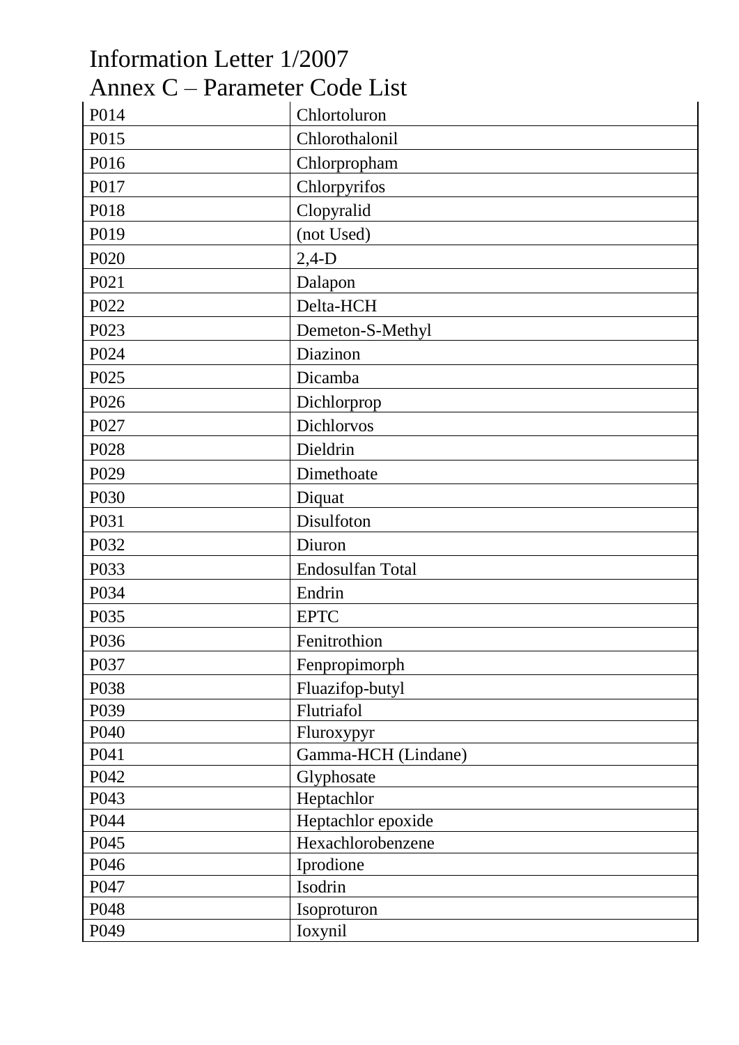| P014 | Chlortoluron |
|---|---|
| P015 | Chlorothalonil |
| P016 | Chlorpropham |
| P017 | Chlorpyrifos |
| P018 | Clopyralid |
| P019 | (not Used) |
| P020 | 2,4-D |
| P021 | Dalapon |
| P022 | Delta-HCH |
| P023 | Demeton-S-Methyl |
| P024 | Diazinon |
| P025 | Dicamba |
| P026 | Dichlorprop |
| P027 | Dichlorvos |
| P028 | Dieldrin |
| P029 | Dimethoate |
| P030 | Diquat |
| P031 | Disulfoton |
| P032 | Diuron |
| P033 | Endosulfan Total |
| P034 | Endrin |
| P035 | EPTC |
| P036 | Fenitrothion |
| P037 | Fenpropimorph |
| P038 | Fluazifop-butyl |
| P039 | Flutriafol |
| P040 | Fluroxypyr |
| P041 | Gamma-HCH (Lindane) |
| P042 | Glyphosate |
| P043 | Heptachlor |
| P044 | Heptachlor epoxide |
| P045 | Hexachlorobenzene |
| P046 | Iprodione |
| P047 | Isodrin |
| P048 | Isoproturon |
| P049 | Ioxynil |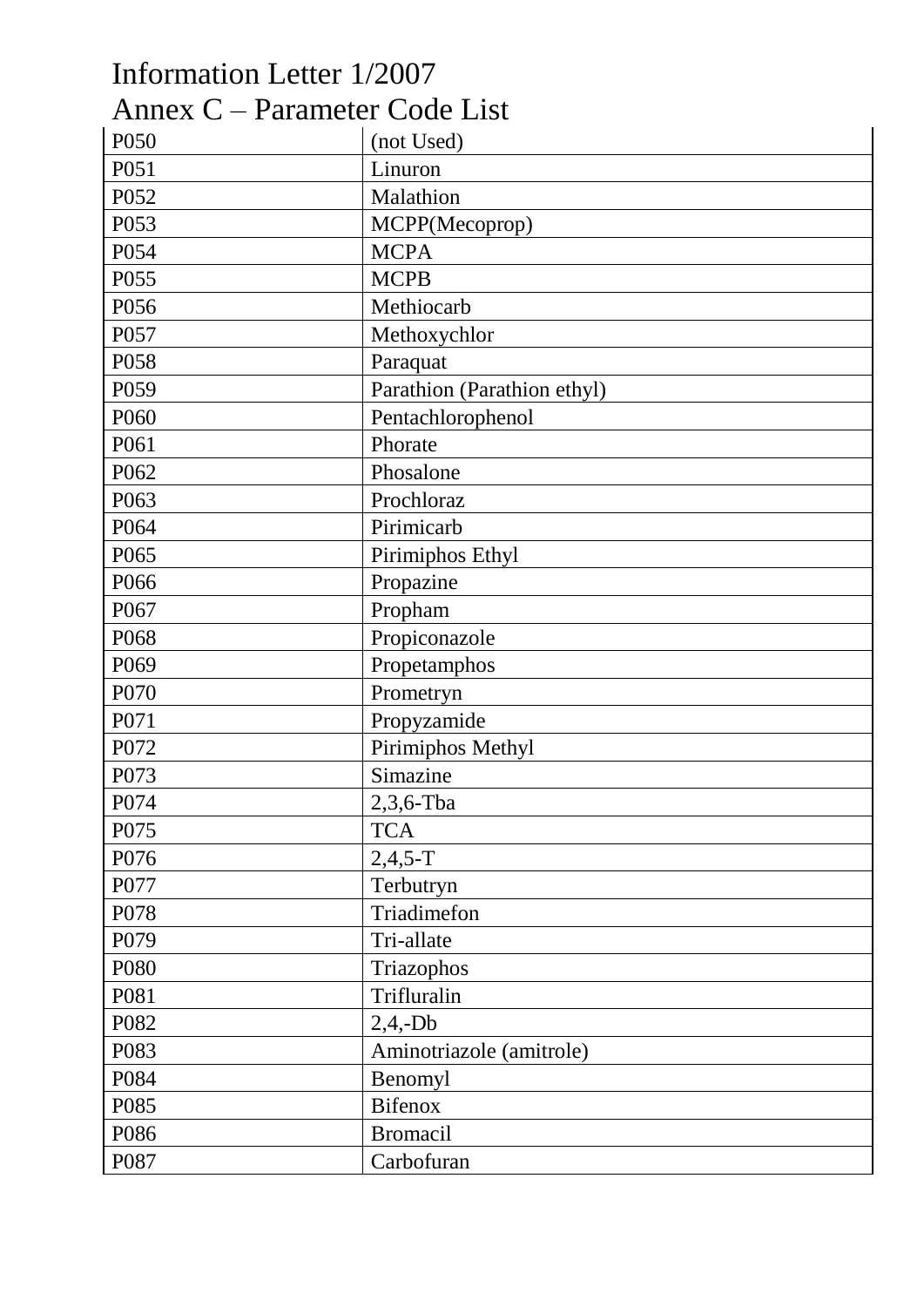# Information Letter 1/2007

## Annex C – Parameter Code List

| | |
|---|---|
| P050 | (not Used) |
| P051 | Linuron |
| P052 | Malathion |
| P053 | MCPP(Mecoprop) |
| P054 | MCPA |
| P055 | MCPB |
| P056 | Methiocarb |
| P057 | Methoxychlor |
| P058 | Paraquat |
| P059 | Parathion (Parathion ethyl) |
| P060 | Pentachlorophenol |
| P061 | Phorate |
| P062 | Phosalone |
| P063 | Prochloraz |
| P064 | Pirimicarb |
| P065 | Pirimiphos Ethyl |
| P066 | Propazine |
| P067 | Propham |
| P068 | Propiconazole |
| P069 | Propetamphos |
| P070 | Prometryn |
| P071 | Propyzamide |
| P072 | Pirimiphos Methyl |
| P073 | Simazine |
| P074 | 2,3,6-Tba |
| P075 | TCA |
| P076 | 2,4,5-T |
| P077 | Terbutryn |
| P078 | Triadimefon |
| P079 | Tri-allate |
| P080 | Triazophos |
| P081 | Trifluralin |
| P082 | 2,4,-Db |
| P083 | Aminotriazole (amitrole) |
| P084 | Benomyl |
| P085 | Bifenox |
| P086 | Bromacil |
| P087 | Carbofuran |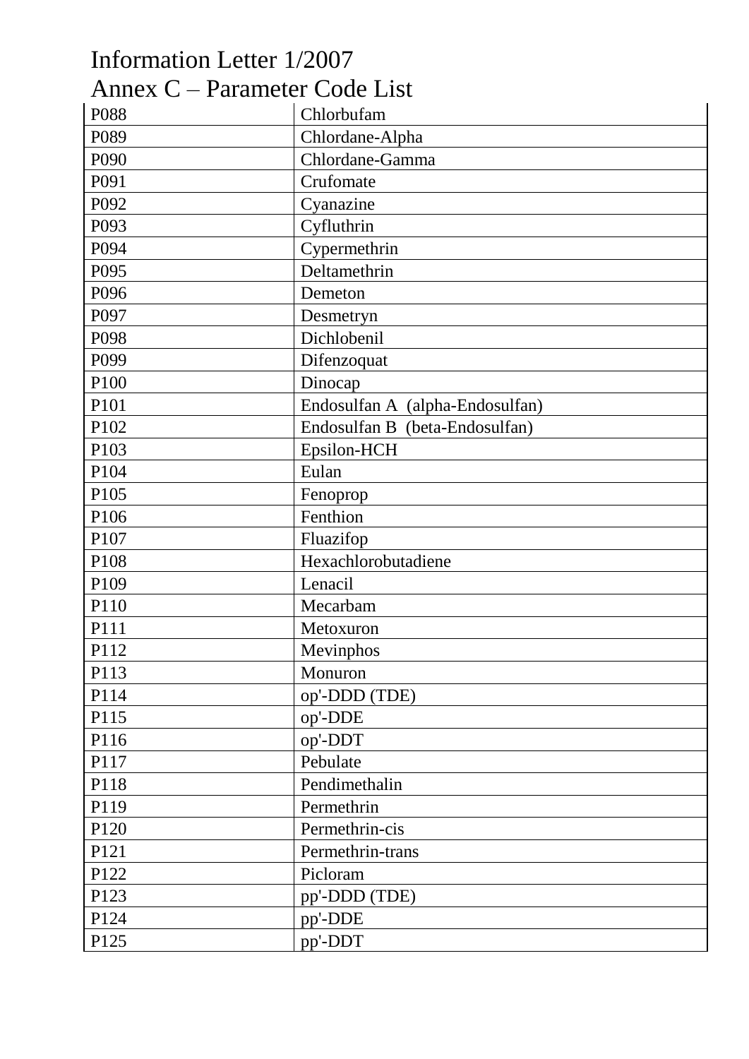| P088 | Chlorbufam |
|---|---|
| P089 | Chlordane-Alpha |
| P090 | Chlordane-Gamma |
| P091 | Crufomate |
| P092 | Cyanazine |
| P093 | Cyfluthrin |
| P094 | Cypermethrin |
| P095 | Deltamethrin |
| P096 | Demeton |
| P097 | Desmetryn |
| P098 | Dichlobenil |
| P099 | Difenzoquat |
| P100 | Dinocap |
| P101 | Endosulfan A (alpha-Endosulfan) |
| P102 | Endosulfan B (beta-Endosulfan) |
| P103 | Epsilon-HCH |
| P104 | Eulan |
| P105 | Fenoprop |
| P106 | Fenthion |
| P107 | Fluazifop |
| P108 | Hexachlorobutadiene |
| P109 | Lenacil |
| P110 | Mecarbam |
| P111 | Metoxuron |
| P112 | Mevinphos |
| P113 | Monuron |
| P114 | op'-DDD (TDE) |
| P115 | op'-DDE |
| P116 | op'-DDT |
| P117 | Pebulate |
| P118 | Pendimethalin |
| P119 | Permethrin |
| P120 | Permethrin-cis |
| P121 | Permethrin-trans |
| P122 | Picloram |
| P123 | pp'-DDD (TDE) |
| P124 | pp'-DDE |
| P125 | pp'-DDT |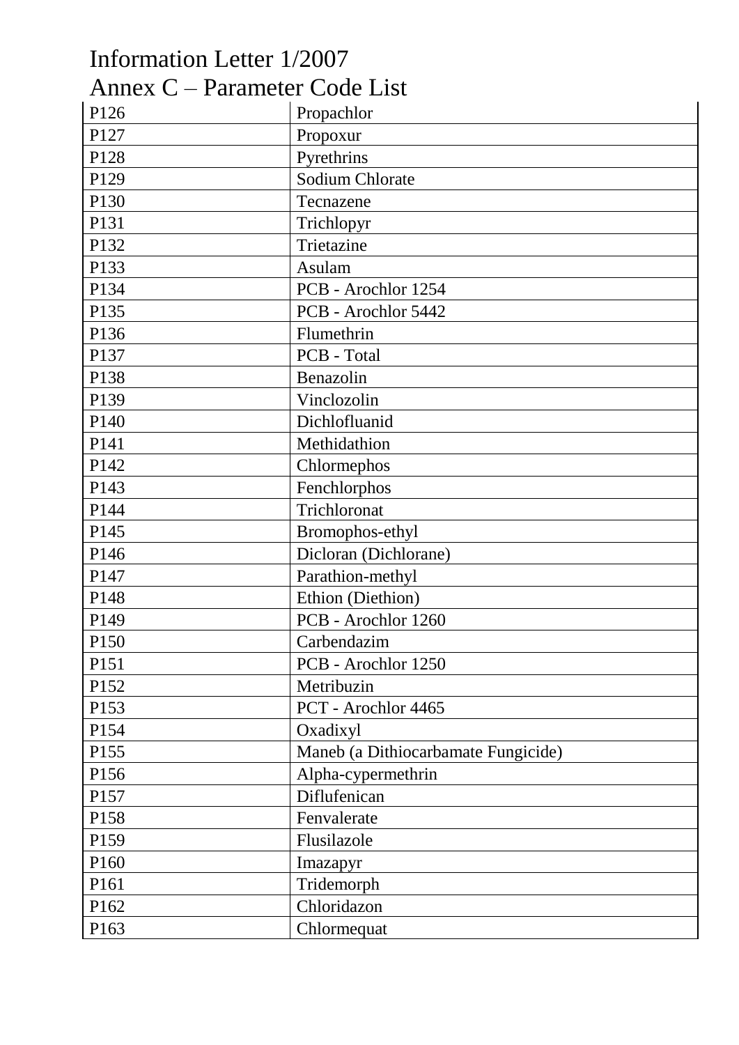| P126 | Propachlor |
|---|---|
| P127 | Propoxur |
| P128 | Pyrethrins |
| P129 | Sodium Chlorate |
| P130 | Tecnazene |
| P131 | Trichlopyr |
| P132 | Trietazine |
| P133 | Asulam |
| P134 | PCB - Arochlor 1254 |
| P135 | PCB - Arochlor 5442 |
| P136 | Flumethrin |
| P137 | PCB - Total |
| P138 | Benazolin |
| P139 | Vinclozolin |
| P140 | Dichlofluanid |
| P141 | Methidathion |
| P142 | Chlormephos |
| P143 | Fenchlorphos |
| P144 | Trichloronat |
| P145 | Bromophos-ethyl |
| P146 | Dicloran (Dichlorane) |
| P147 | Parathion-methyl |
| P148 | Ethion (Diethion) |
| P149 | PCB - Arochlor 1260 |
| P150 | Carbendazim |
| P151 | PCB - Arochlor 1250 |
| P152 | Metribuzin |
| P153 | PCT - Arochlor 4465 |
| P154 | Oxadixyl |
| P155 | Maneb (a Dithiocarbamate Fungicide) |
| P156 | Alpha-cypermethrin |
| P157 | Diflufenican |
| P158 | Fenvalerate |
| P159 | Flusilazole |
| P160 | Imazapyr |
| P161 | Tridemorph |
| P162 | Chloridazon |
| P163 | Chlormequat |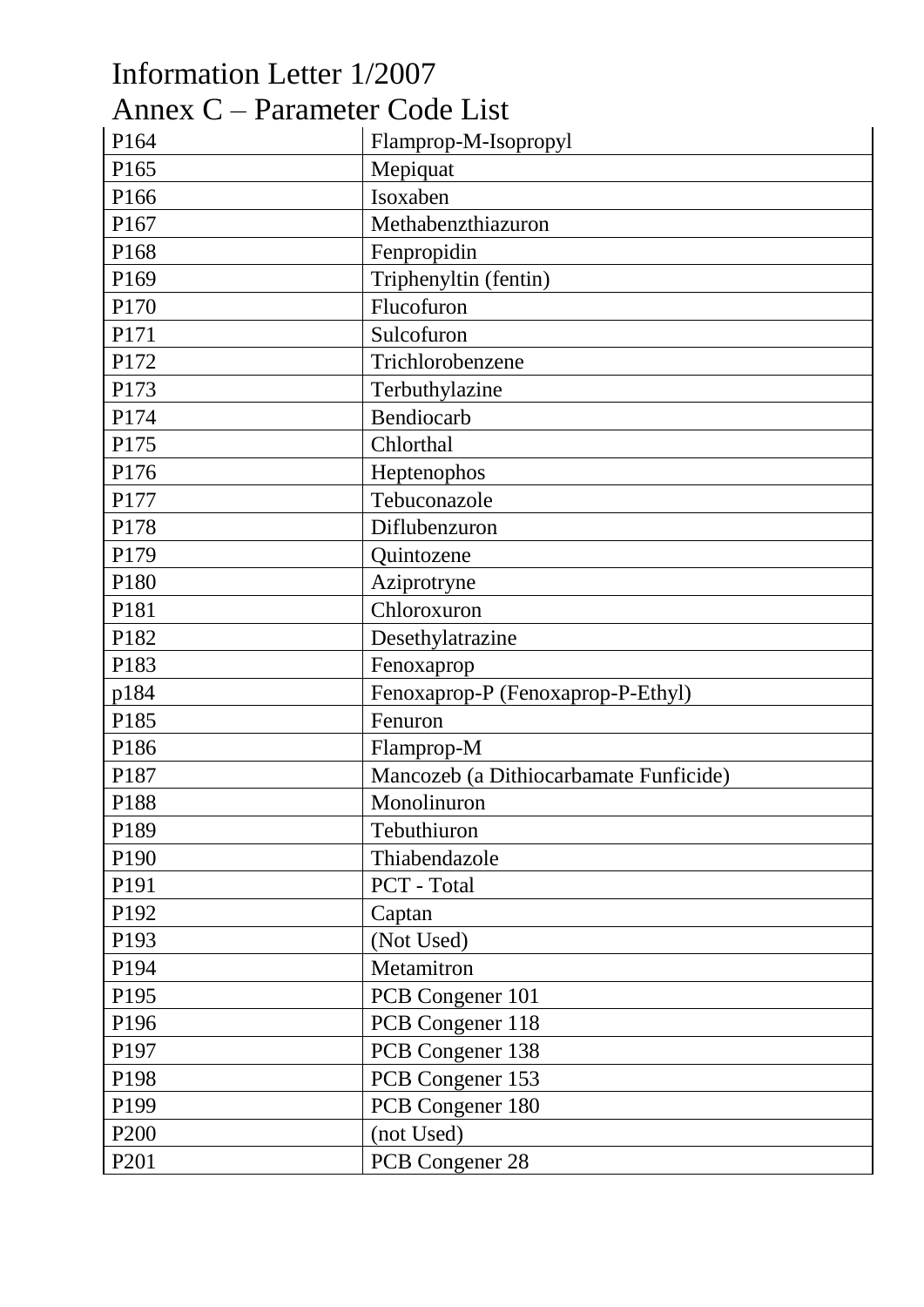# Information Letter 1/2007
## Annex C – Parameter Code List

| | |
|---|---|
| P164 | Flamprop-M-Isopropyl |
| P165 | Mepiquat |
| P166 | Isoxaben |
| P167 | Methabenzthiazuron |
| P168 | Fenpropidin |
| P169 | Triphenyltin (fentin) |
| P170 | Flucofuron |
| P171 | Sulcofuron |
| P172 | Trichlorobenzene |
| P173 | Terbuthylazine |
| P174 | Bendiocarb |
| P175 | Chlorthal |
| P176 | Heptenophos |
| P177 | Tebuconazole |
| P178 | Diflubenzuron |
| P179 | Quintozene |
| P180 | Aziprotryne |
| P181 | Chloroxuron |
| P182 | Desethylatrazine |
| P183 | Fenoxaprop |
| p184 | Fenoxaprop-P (Fenoxaprop-P-Ethyl) |
| P185 | Fenuron |
| P186 | Flamprop-M |
| P187 | Mancozeb (a Dithiocarbamate Funficide) |
| P188 | Monolinuron |
| P189 | Tebuthiuron |
| P190 | Thiabendazole |
| P191 | PCT - Total |
| P192 | Captan |
| P193 | (Not Used) |
| P194 | Metamitron |
| P195 | PCB Congener 101 |
| P196 | PCB Congener 118 |
| P197 | PCB Congener 138 |
| P198 | PCB Congener 153 |
| P199 | PCB Congener 180 |
| P200 | (not Used) |
| P201 | PCB Congener 28 |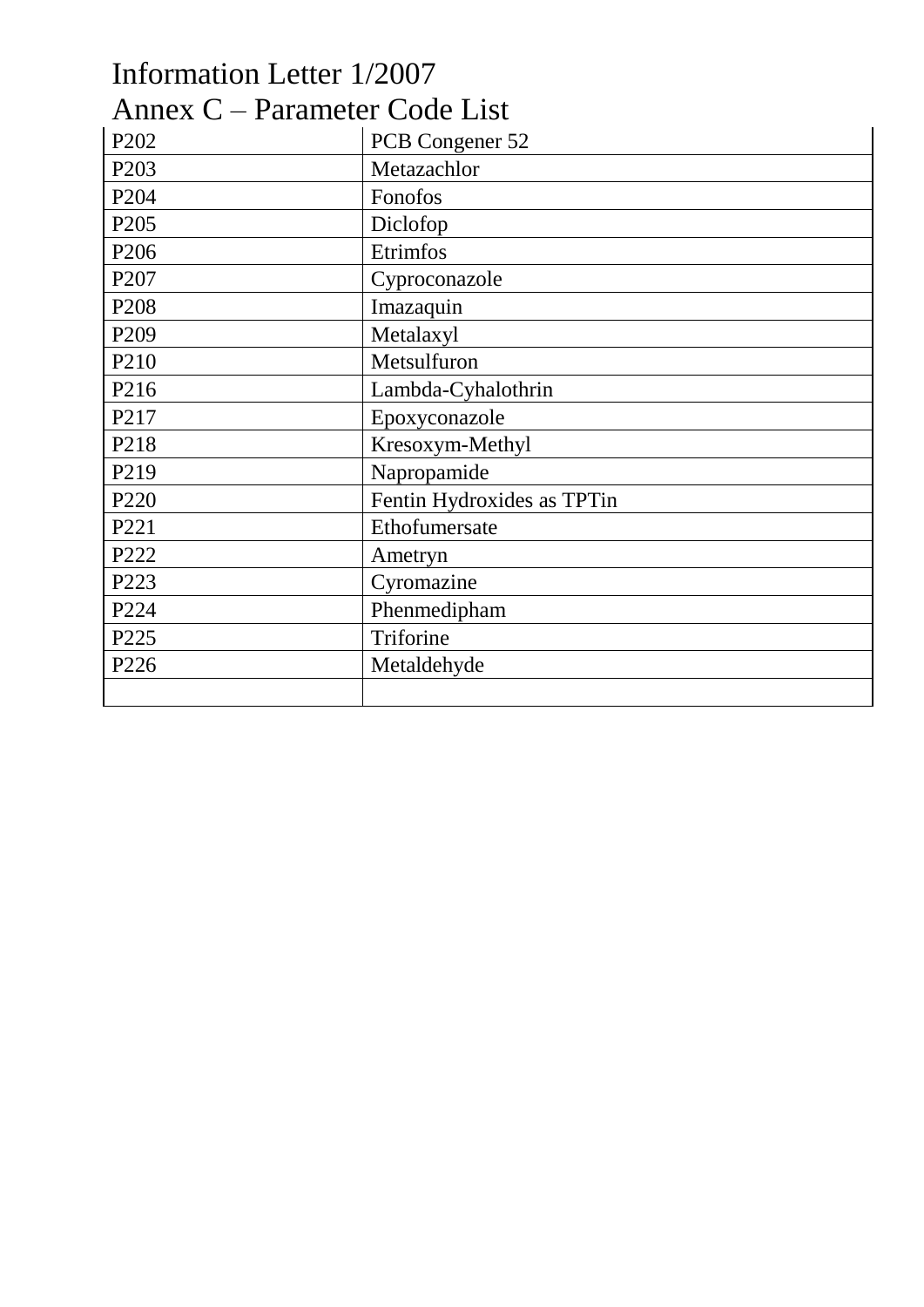# Information Letter 1/2007
## Annex C – Parameter Code List

| | |
|---|---|
| P202 | PCB Congener 52 |
| P203 | Metazachlor |
| P204 | Fonofos |
| P205 | Diclofop |
| P206 | Etrimfos |
| P207 | Cyproconazole |
| P208 | Imazaquin |
| P209 | Metalaxyl |
| P210 | Metsulfuron |
| P216 | Lambda-Cyhalothrin |
| P217 | Epoxyconazole |
| P218 | Kresoxym-Methyl |
| P219 | Napropamide |
| P220 | Fentin Hydroxides as TPTin |
| P221 | Ethofumersate |
| P222 | Ametryn |
| P223 | Cyromazine |
| P224 | Phenmedipham |
| P225 | Triforine |
| P226 | Metaldehyde |
| | |